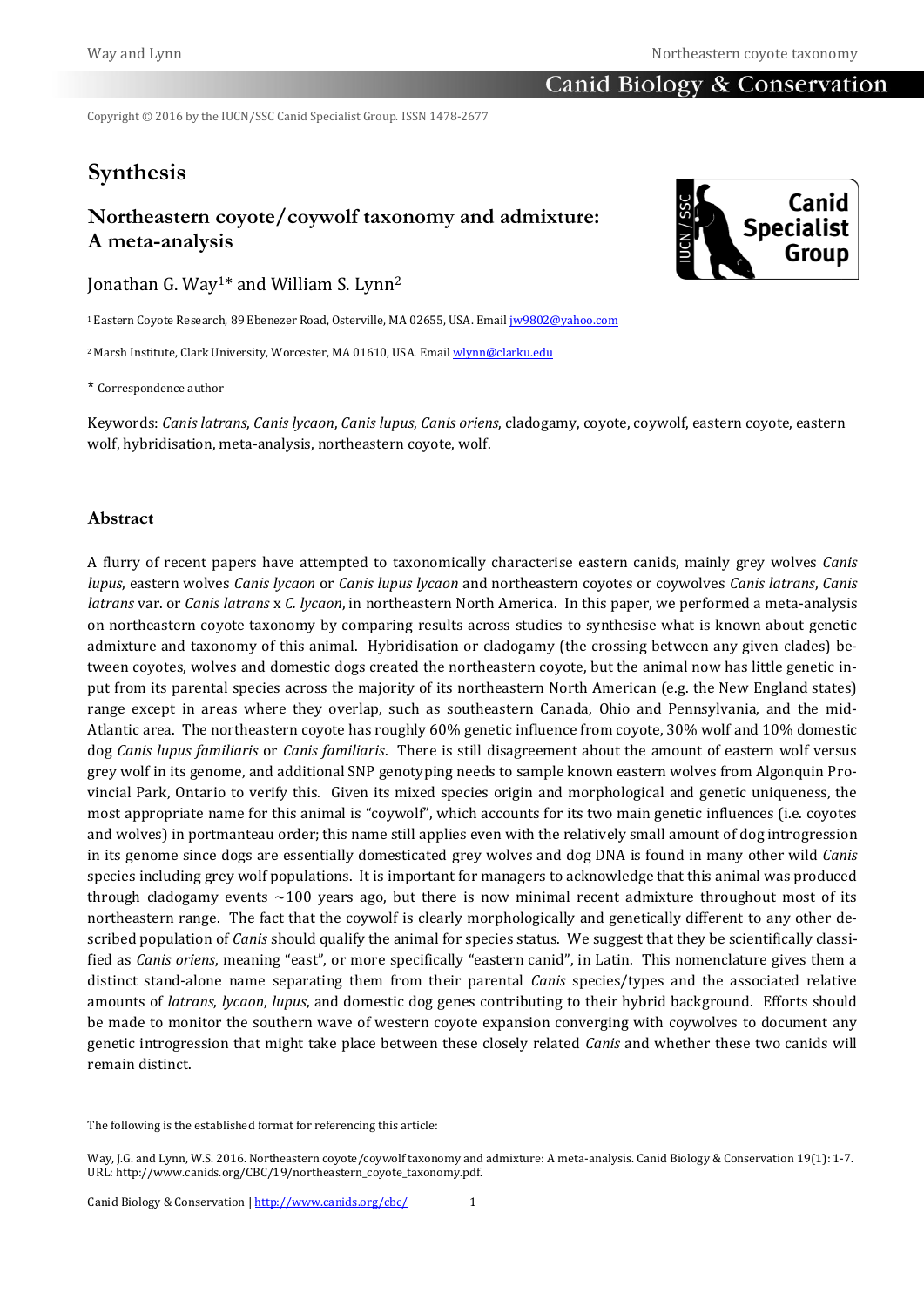Copyright © 2016 by the IUCN/SSC Canid Specialist Group. ISSN 1478-2677

# Synthesis

## Northeastern coyote/coywolf taxonomy and admixture: A meta-analysis

Jonathan G. Way[1]* and William S. Lynn[2]

[1] Eastern Coyote Research, 89 Ebenezer Road, Osterville, MA 02655, USA. Email jw9802@yahoo.com

[2] Marsh Institute, Clark University, Worcester, MA 01610, USA. Email wlynn@clarku.edu

* Correspondence author

Keywords: *Canis latrans*, *Canis lycaon*, *Canis lupus*, *Canis oriens*, cladogamy, coyote, coywolf, eastern coyote, eastern wolf, hybridisation, meta-analysis, northeastern coyote, wolf.

### Abstract

A flurry of recent papers have attempted to taxonomically characterise eastern canids, mainly grey wolves *Canis lupus*, eastern wolves *Canis lycaon* or *Canis lupus lycaon* and northeastern coyotes or coywolves *Canis latrans*, *Canis latrans* var. or *Canis latrans* x *C. lycaon*, in northeastern North America. In this paper, we performed a meta-analysis on northeastern coyote taxonomy by comparing results across studies to synthesise what is known about genetic admixture and taxonomy of this animal. Hybridisation or cladogamy (the crossing between any given clades) between coyotes, wolves and domestic dogs created the northeastern coyote, but the animal now has little genetic input from its parental species across the majority of its northeastern North American (e.g. the New England states) range except in areas where they overlap, such as southeastern Canada, Ohio and Pennsylvania, and the mid-Atlantic area. The northeastern coyote has roughly 60% genetic influence from coyote, 30% wolf and 10% domestic dog *Canis lupus familiaris* or *Canis familiaris*. There is still disagreement about the amount of eastern wolf versus grey wolf in its genome, and additional SNP genotyping needs to sample known eastern wolves from Algonquin Provincial Park, Ontario to verify this. Given its mixed species origin and morphological and genetic uniqueness, the most appropriate name for this animal is "coywolf", which accounts for its two main genetic influences (i.e. coyotes and wolves) in portmanteau order; this name still applies even with the relatively small amount of dog introgression in its genome since dogs are essentially domesticated grey wolves and dog DNA is found in many other wild *Canis* species including grey wolf populations. It is important for managers to acknowledge that this animal was produced through cladogamy events ~100 years ago, but there is now minimal recent admixture throughout most of its northeastern range. The fact that the coywolf is clearly morphologically and genetically different to any other described population of *Canis* should qualify the animal for species status. We suggest that they be scientifically classified as *Canis oriens*, meaning "east", or more specifically "eastern canid", in Latin. This nomenclature gives them a distinct stand-alone name separating them from their parental *Canis* species/types and the associated relative amounts of *latrans*, *lycaon*, *lupus*, and domestic dog genes contributing to their hybrid background. Efforts should be made to monitor the southern wave of western coyote expansion converging with coywolves to document any genetic introgression that might take place between these closely related *Canis* and whether these two canids will remain distinct.

The following is the established format for referencing this article:

Way, J.G. and Lynn, W.S. 2016. Northeastern coyote/coywolf taxonomy and admixture: A meta-analysis. Canid Biology & Conservation 19(1): 1-7. URL: http://www.canids.org/CBC/19/northeastern_coyote_taxonomy.pdf.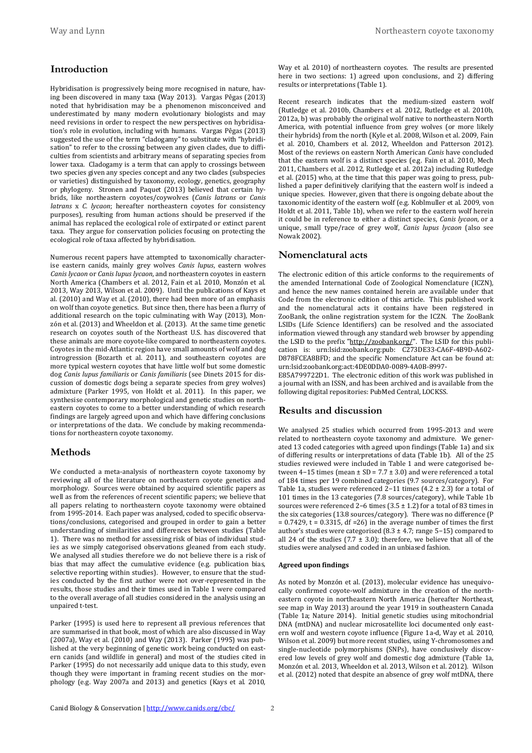## Introduction

Hybridisation is progressively being more recognised in nature, having been discovered in many taxa (Way 2013). Vargas Pêgas (2013) noted that hybridisation may be a phenomenon misconceived and underestimated by many modern evolutionary biologists and may need revisions in order to respect the new perspectives on hybridisation's role in evolution, including with humans. Vargas Pêgas (2013) suggested the use of the term "cladogamy" to substitute with "hybridisation" to refer to the crossing between any given clades, due to difficulties from scientists and arbitrary means of separating species from lower taxa. Cladogamy is a term that can apply to crossings between two species given any species concept and any two clades (subspecies or varieties) distinguished by taxonomy, ecology, genetics, geography or phylogeny. Stronen and Paquet (2013) believed that certain hybrids, like northeastern coyotes/coywolves (*Canis latrans* or *Canis latrans* x *C. lycaon*; hereafter northeastern coyotes for consistency purposes), resulting from human actions should be preserved if the animal has replaced the ecological role of extirpated or extinct parent taxa. They argue for conservation policies focusing on protecting the ecological role of taxa affected by hybridisation.

Numerous recent papers have attempted to taxonomically characterise eastern canids, mainly grey wolves *Canis lupus*, eastern wolves *Canis lycaon* or *Canis lupus lycaon*, and northeastern coyotes in eastern North America (Chambers et al. 2012, Fain et al. 2010, Monzón et al. 2013, Way 2013, Wilson et al. 2009). Until the publications of Kays et al. (2010) and Way et al. (2010), there had been more of an emphasis on wolf than coyote genetics. But since then, there has been a flurry of additional research on the topic culminating with Way (2013), Monzón et al. (2013) and Wheeldon et al. (2013). At the same time genetic research on coyotes south of the Northeast U.S. has discovered that these animals are more coyote-like compared to northeastern coyotes. Coyotes in the mid-Atlantic region have small amounts of wolf and dog introgression (Bozarth et al. 2011), and southeastern coyotes are more typical western coyotes that have little wolf but some domestic dog *Canis lupus familiaris* or *Canis familiaris* (see Dinets 2015 for discussion of domestic dogs being a separate species from grey wolves) admixture (Parker 1995, von Holdt et al. 2011). In this paper, we synthesise contemporary morphological and genetic studies on northeastern coyotes to come to a better understanding of which research findings are largely agreed upon and which have differing conclusions or interpretations of the data. We conclude by making recommendations for northeastern coyote taxonomy.

## Methods

We conducted a meta-analysis of northeastern coyote taxonomy by reviewing all of the literature on northeastern coyote genetics and morphology. Sources were obtained by acquired scientific papers as well as from the references of recent scientific papers; we believe that all papers relating to northeastern coyote taxonomy were obtained from 1995-2014. Each paper was analysed, coded to specific observations/conclusions, categorised and grouped in order to gain a better understanding of similarities and differences between studies (Table 1). There was no method for assessing risk of bias of individual studies as we simply categorised observations gleaned from each study. We analysed all studies therefore we do not believe there is a risk of bias that may affect the cumulative evidence (e.g. publication bias, selective reporting within studies). However, to ensure that the studies conducted by the first author were not over-represented in the results, those studies and their times used in Table 1 were compared to the overall average of all studies considered in the analysis using an unpaired t-test.

Parker (1995) is used here to represent all previous references that are summarised in that book, most of which are also discussed in Way (2007a), Way et al. (2010) and Way (2013). Parker (1995) was published at the very beginning of genetic work being conducted on eastern canids (and wildlife in general) and most of the studies cited in Parker (1995) do not necessarily add unique data to this study, even though they were important in framing recent studies on the morphology (e.g. Way 2007a and 2013) and genetics (Kays et al. 2010, Way et al. 2010) of northeastern coyotes. The results are presented here in two sections: 1) agreed upon conclusions, and 2) differing results or interpretations (Table 1).

Recent research indicates that the medium-sized eastern wolf (Rutledge et al. 2010b, Chambers et al. 2012, Rutledge et al. 2010b, 2012a, b) was probably the original wolf native to northeastern North America, with potential influence from grey wolves (or more likely their hybrids) from the north (Kyle et al. 2008, Wilson et al. 2009, Fain et al. 2010, Chambers et al. 2012, Wheeldon and Patterson 2012). Most of the reviews on eastern North American *Canis* have concluded that the eastern wolf is a distinct species (e.g. Fain et al. 2010, Mech 2011, Chambers et al. 2012, Rutledge et al. 2012a) including Rutledge et al. (2015) who, at the time that this paper was going to press, published a paper definitively clarifying that the eastern wolf is indeed a unique species. However, given that there is ongoing debate about the taxonomic identity of the eastern wolf (e.g. Koblmuller et al. 2009, von Holdt et al. 2011, Table 1b), when we refer to the eastern wolf herein it could be in reference to either a distinct species, *Canis lycaon*, or a unique, small type/race of grey wolf, *Canis lupus lycaon* (also see Nowak 2002).

## Nomenclatural acts

The electronic edition of this article conforms to the requirements of the amended International Code of Zoological Nomenclature (ICZN), and hence the new names contained herein are available under that Code from the electronic edition of this article. This published work and the nomenclatural acts it contains have been registered in ZooBank, the online registration system for the ICZN. The ZooBank LSIDs (Life Science Identifiers) can be resolved and the associated information viewed through any standard web browser by appending the LSID to the prefix "http://zoobank.org/". The LSID for this publication is: urn:lsid:zoobank.org:pub: C273DE33-CA6F-4B9D-A602-D878FCEA8BFD; and the specific Nomenclature Act can be found at: urn:lsid:zoobank.org:act:4DE0DDA0-0089-4A0B-8997-E85A799722D1. The electronic edition of this work was published in a journal with an ISSN, and has been archived and is available from the following digital repositories: PubMed Central, LOCKSS.

## Results and discussion

We analysed 25 studies which occurred from 1995-2013 and were related to northeastern coyote taxonomy and admixture. We generated 13 coded categories with agreed upon findings (Table 1a) and six of differing results or interpretations of data (Table 1b). All of the 25 studies reviewed were included in Table 1 and were categorised between 4–15 times (mean ± SD = 7.7 ± 3.0) and were referenced a total of 184 times per 19 combined categories (9.7 sources/category). For Table 1a, studies were referenced 2–11 times (4.2 ± 2.3) for a total of 101 times in the 13 categories (7.8 sources/category), while Table 1b sources were referenced 2–6 times (3.5 ± 1.2) for a total of 83 times in the six categories (13.8 sources/category). There was no difference ($P = 0.7429$, $t = 0.3315$, df =26) in the average number of times the first author's studies were categorised (8.3 ± 4.7; range 5–15) compared to all 24 of the studies (7.7 ± 3.0); therefore, we believe that all of the studies were analysed and coded in an unbiased fashion.

#### Agreed upon findings

As noted by Monzón et al. (2013), molecular evidence has unequivocally confirmed coyote-wolf admixture in the creation of the northeastern coyote in northeastern North America (hereafter Northeast, see map in Way 2013) around the year 1919 in southeastern Canada (Table 1a; Nature 2014). Initial genetic studies using mitochondrial DNA (mtDNA) and nuclear microsatellite loci documented only eastern wolf and western coyote influence (Figure 1a-d, Way et al. 2010, Wilson et al. 2009) but more recent studies, using Y-chromosomes and single-nucleotide polymorphisms (SNPs), have conclusively discovered low levels of grey wolf and domestic dog admixture (Table 1a, Monzón et al. 2013, Wheeldon et al. 2013, Wilson et al. 2012). Wilson et al. (2012) noted that despite an absence of grey wolf mtDNA, there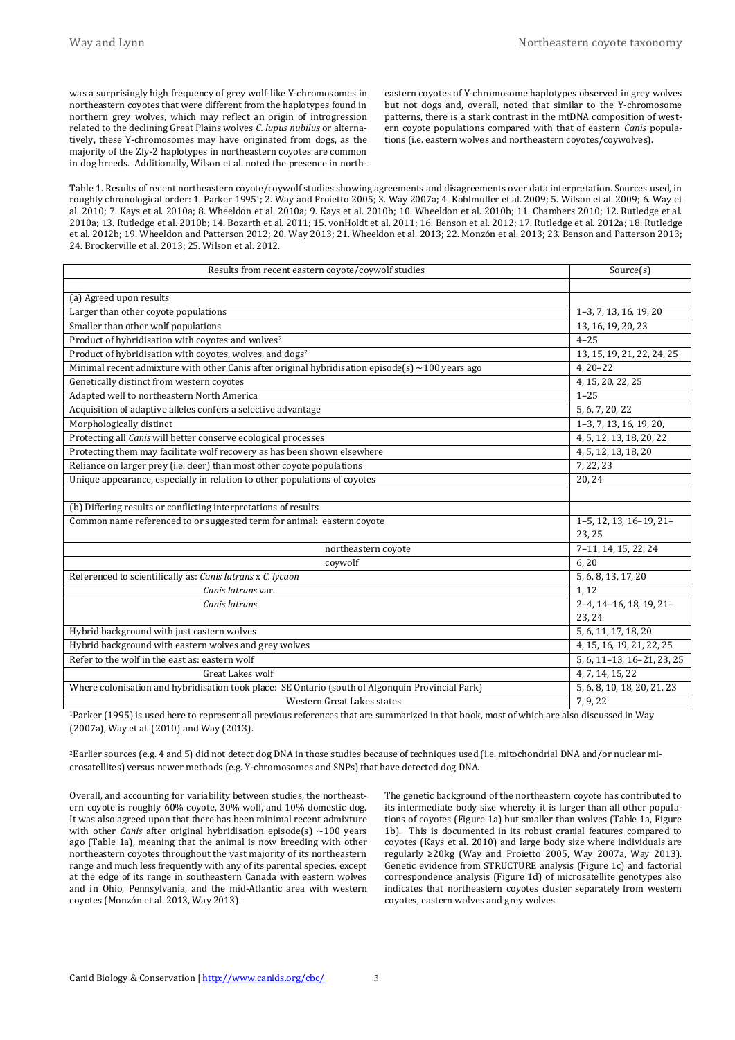was a surprisingly high frequency of grey wolf-like Y-chromosomes in northeastern coyotes that were different from the haplotypes found in northern grey wolves, which may reflect an origin of introgression related to the declining Great Plains wolves *C. lupus nubilus* or alternatively, these Y-chromosomes may have originated from dogs, as the majority of the Zfy-2 haplotypes in northeastern coyotes are common in dog breeds. Additionally, Wilson et al. noted the presence in northeastern coyotes of Y-chromosome haplotypes observed in grey wolves but not dogs and, overall, noted that similar to the Y-chromosome patterns, there is a stark contrast in the mtDNA composition of western coyote populations compared with that of eastern *Canis* populations (i.e. eastern wolves and northeastern coyotes/coywolves).

Table 1. Results of recent northeastern coyote/coywolf studies showing agreements and disagreements over data interpretation. Sources used, in roughly chronological order: 1. Parker 1995[1]; 2. Way and Proietto 2005; 3. Way 2007a; 4. Koblmuller et al. 2009; 5. Wilson et al. 2009; 6. Way et al. 2010; 7. Kays et al. 2010a; 8. Wheeldon et al. 2010a; 9. Kays et al. 2010b; 10. Wheeldon et al. 2010b; 11. Chambers 2010; 12. Rutledge et al. 2010a; 13. Rutledge et al. 2010b; 14. Bozarth et al. 2011; 15. vonHoldt et al. 2011; 16. Benson et al. 2012; 17. Rutledge et al. 2012a; 18. Rutledge et al. 2012b; 19. Wheeldon and Patterson 2012; 20. Way 2013; 21. Wheeldon et al. 2013; 22. Monzón et al. 2013; 23. Benson and Patterson 2013; 24. Brockerville et al. 2013; 25. Wilson et al. 2012.

| Results from recent eastern coyote/coywolf studies | Source(s) |
|---|---|
| | |
| (a) Agreed upon results | |
| Larger than other coyote populations | 1–3, 7, 13, 16, 19, 20 |
| Smaller than other wolf populations | 13, 16, 19, 20, 23 |
| Product of hybridisation with coyotes and wolves[2] | 4–25 |
| Product of hybridisation with coyotes, wolves, and dogs[2] | 13, 15, 19, 21, 22, 24, 25 |
| Minimal recent admixture with other Canis after original hybridisation episode(s) ~100 years ago | 4, 20–22 |
| Genetically distinct from western coyotes | 4, 15, 20, 22, 25 |
| Adapted well to northeastern North America | 1–25 |
| Acquisition of adaptive alleles confers a selective advantage | 5, 6, 7, 20, 22 |
| Morphologically distinct | 1–3, 7, 13, 16, 19, 20, |
| Protecting all *Canis* will better conserve ecological processes | 4, 5, 12, 13, 18, 20, 22 |
| Protecting them may facilitate wolf recovery as has been shown elsewhere | 4, 5, 12, 13, 18, 20 |
| Reliance on larger prey (i.e. deer) than most other coyote populations | 7, 22, 23 |
| Unique appearance, especially in relation to other populations of coyotes | 20, 24 |
| | |
| (b) Differing results or conflicting interpretations of results | |
| Common name referenced to or suggested term for animal: eastern coyote | 1–5, 12, 13, 16–19, 21–23, 25 |
| northeastern coyote | 7–11, 14, 15, 22, 24 |
| coywolf | 6, 20 |
| Referenced to scientifically as: *Canis latrans* x *C. lycaon* | 5, 6, 8, 13, 17, 20 |
| *Canis latrans* var. | 1, 12 |
| *Canis latrans* | 2–4, 14–16, 18, 19, 21–23, 24 |
| Hybrid background with just eastern wolves | 5, 6, 11, 17, 18, 20 |
| Hybrid background with eastern wolves and grey wolves | 4, 15, 16, 19, 21, 22, 25 |
| Refer to the wolf in the east as: eastern wolf | 5, 6, 11–13, 16–21, 23, 25 |
| Great Lakes wolf | 4, 7, 14, 15, 22 |
| Where colonisation and hybridisation took place: SE Ontario (south of Algonquin Provincial Park) | 5, 6, 8, 10, 18, 20, 21, 23 |
| Western Great Lakes states | 7, 9, 22 |

[1]Parker (1995) is used here to represent all previous references that are summarized in that book, most of which are also discussed in Way (2007a), Way et al. (2010) and Way (2013).

[2]Earlier sources (e.g. 4 and 5) did not detect dog DNA in those studies because of techniques used (i.e. mitochondrial DNA and/or nuclear microsatellites) versus newer methods (e.g. Y-chromosomes and SNPs) that have detected dog DNA.

Overall, and accounting for variability between studies, the northeastern coyote is roughly 60% coyote, 30% wolf, and 10% domestic dog. It was also agreed upon that there has been minimal recent admixture with other *Canis* after original hybridisation episode(s) ~100 years ago (Table 1a), meaning that the animal is now breeding with other northeastern coyotes throughout the vast majority of its northeastern range and much less frequently with any of its parental species, except at the edge of its range in southeastern Canada with eastern wolves and in Ohio, Pennsylvania, and the mid-Atlantic area with western coyotes (Monzón et al. 2013, Way 2013).

The genetic background of the northeastern coyote has contributed to its intermediate body size whereby it is larger than all other populations of coyotes (Figure 1a) but smaller than wolves (Table 1a, Figure 1b). This is documented in its robust cranial features compared to coyotes (Kays et al. 2010) and large body size where individuals are regularly ≥20kg (Way and Proietto 2005, Way 2007a, Way 2013). Genetic evidence from STRUCTURE analysis (Figure 1c) and factorial correspondence analysis (Figure 1d) of microsatellite genotypes also indicates that northeastern coyotes cluster separately from western coyotes, eastern wolves and grey wolves.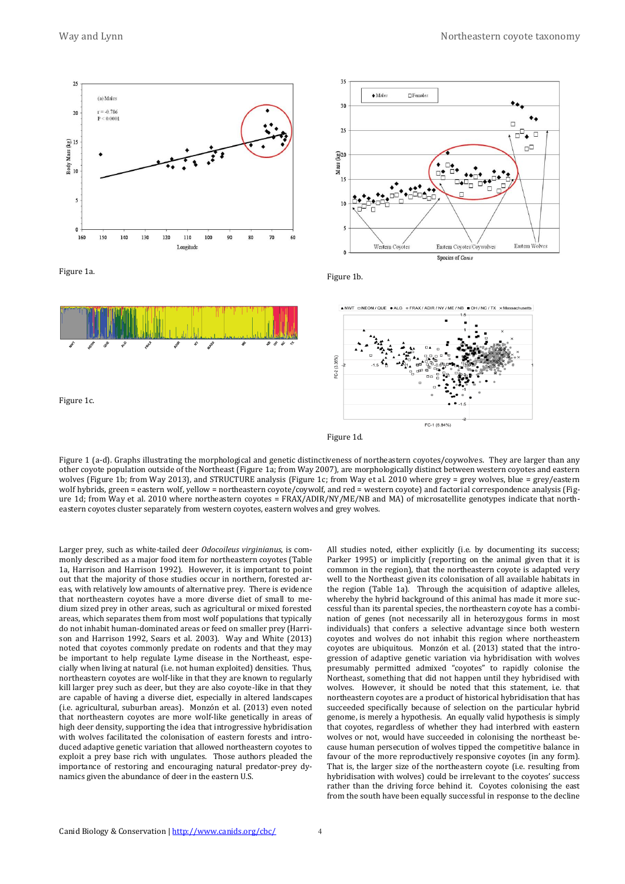Figure 1a.

Figure 1b.

Figure 1c.

Figure 1d.

Figure 1 (a-d). Graphs illustrating the morphological and genetic distinctiveness of northeastern coyotes/coywolves. They are larger than any other coyote population outside of the Northeast (Figure 1a; from Way 2007), are morphologically distinct between western coyotes and eastern wolves (Figure 1b; from Way 2013), and STRUCTURE analysis (Figure 1c; from Way et al. 2010 where grey = grey wolves, blue = grey/eastern wolf hybrids, green = eastern wolf, yellow = northeastern coyote/coywolf, and red = western coyote) and factorial correspondence analysis (Figure 1d; from Way et al. 2010 where northeastern coyotes = FRAX/ADIR/NY/ME/NB and MA) of microsatellite genotypes indicate that northeastern coyotes cluster separately from western coyotes, eastern wolves and grey wolves.

Larger prey, such as white-tailed deer *Odocoileus virginianus*, is commonly described as a major food item for northeastern coyotes (Table 1a, Harrison and Harrison 1992). However, it is important to point out that the majority of those studies occur in northern, forested areas, with relatively low amounts of alternative prey. There is evidence that northeastern coyotes have a more diverse diet of small to medium sized prey in other areas, such as agricultural or mixed forested areas, which separates them from most wolf populations that typically do not inhabit human-dominated areas or feed on smaller prey (Harrison and Harrison 1992, Sears et al. 2003). Way and White (2013) noted that coyotes commonly predate on rodents and that they may be important to help regulate Lyme disease in the Northeast, especially when living at natural (i.e. not human exploited) densities. Thus, northeastern coyotes are wolf-like in that they are known to regularly kill larger prey such as deer, but they are also coyote-like in that they are capable of having a diverse diet, especially in altered landscapes (i.e. agricultural, suburban areas). Monzón et al. (2013) even noted that northeastern coyotes are more wolf-like genetically in areas of high deer density, supporting the idea that introgressive hybridisation with wolves facilitated the colonisation of eastern forests and introduced adaptive genetic variation that allowed northeastern coyotes to exploit a prey base rich with ungulates. Those authors pleaded the importance of restoring and encouraging natural predator-prey dynamics given the abundance of deer in the eastern U.S.

All studies noted, either explicitly (i.e. by documenting its success; Parker 1995) or implicitly (reporting on the animal given that it is common in the region), that the northeastern coyote is adapted very well to the Northeast given its colonisation of all available habitats in the region (Table 1a). Through the acquisition of adaptive alleles, whereby the hybrid background of this animal has made it more successful than its parental species, the northeastern coyote has a combination of genes (not necessarily all in heterozygous forms in most individuals) that confers a selective advantage since both western coyotes and wolves do not inhabit this region where northeastern coyotes are ubiquitous. Monzón et al. (2013) stated that the introgression of adaptive genetic variation via hybridisation with wolves presumably permitted admixed "coyotes" to rapidly colonise the Northeast, something that did not happen until they hybridised with wolves. However, it should be noted that this statement, i.e. that northeastern coyotes are a product of historical hybridisation that has succeeded specifically because of selection on the particular hybrid genome, is merely a hypothesis. An equally valid hypothesis is simply that coyotes, regardless of whether they had interbred with eastern wolves or not, would have succeeded in colonising the northeast because human persecution of wolves tipped the competitive balance in favour of the more reproductively responsive coyotes (in any form). That is, the larger size of the northeastern coyote (i.e. resulting from hybridisation with wolves) could be irrelevant to the coyotes' success rather than the driving force behind it. Coyotes colonising the east from the south have been equally successful in response to the decline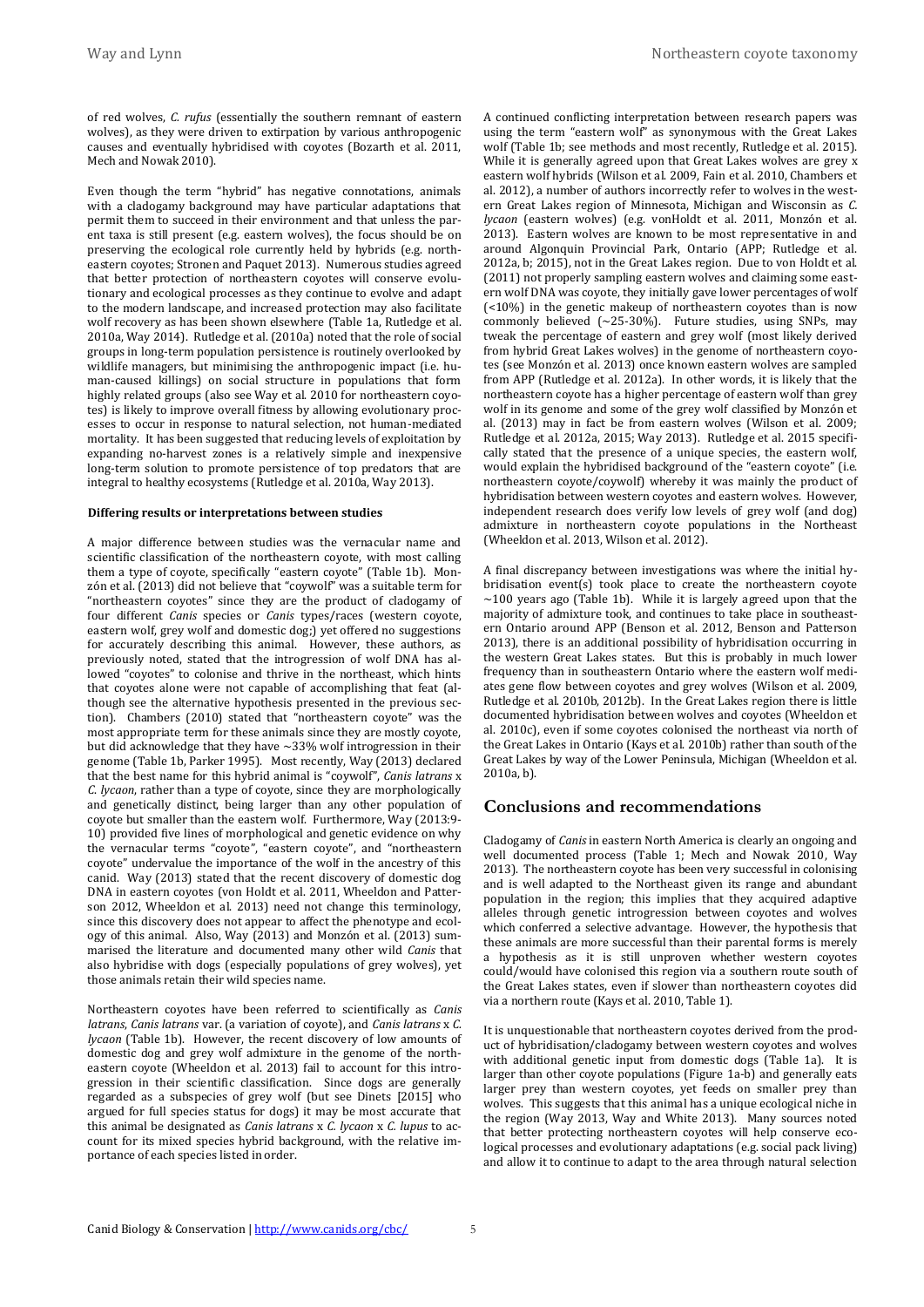of red wolves, *C. rufus* (essentially the southern remnant of eastern wolves), as they were driven to extirpation by various anthropogenic causes and eventually hybridised with coyotes (Bozarth et al. 2011, Mech and Nowak 2010).

Even though the term "hybrid" has negative connotations, animals with a cladogamy background may have particular adaptations that permit them to succeed in their environment and that unless the parent taxa is still present (e.g. eastern wolves), the focus should be on preserving the ecological role currently held by hybrids (e.g. northeastern coyotes; Stronen and Paquet 2013). Numerous studies agreed that better protection of northeastern coyotes will conserve evolutionary and ecological processes as they continue to evolve and adapt to the modern landscape, and increased protection may also facilitate wolf recovery as has been shown elsewhere (Table 1a, Rutledge et al. 2010a, Way 2014). Rutledge et al. (2010a) noted that the role of social groups in long-term population persistence is routinely overlooked by wildlife managers, but minimising the anthropogenic impact (i.e. human-caused killings) on social structure in populations that form highly related groups (also see Way et al. 2010 for northeastern coyotes) is likely to improve overall fitness by allowing evolutionary processes to occur in response to natural selection, not human-mediated mortality. It has been suggested that reducing levels of exploitation by expanding no-harvest zones is a relatively simple and inexpensive long-term solution to promote persistence of top predators that are integral to healthy ecosystems (Rutledge et al. 2010a, Way 2013).

**Differing results or interpretations between studies**

A major difference between studies was the vernacular name and scientific classification of the northeastern coyote, with most calling them a type of coyote, specifically "eastern coyote" (Table 1b). Monzón et al. (2013) did not believe that "coywolf" was a suitable term for "northeastern coyotes" since they are the product of cladogamy of four different *Canis* species or *Canis* types/races (western coyote, eastern wolf, grey wolf and domestic dog;) yet offered no suggestions for accurately describing this animal. However, these authors, as previously noted, stated that the introgression of wolf DNA has allowed "coyotes" to colonise and thrive in the northeast, which hints that coyotes alone were not capable of accomplishing that feat (although see the alternative hypothesis presented in the previous section). Chambers (2010) stated that "northeastern coyote" was the most appropriate term for these animals since they are mostly coyote, but did acknowledge that they have ~33% wolf introgression in their genome (Table 1b, Parker 1995). Most recently, Way (2013) declared that the best name for this hybrid animal is "coywolf", *Canis latrans* x *C. lycaon*, rather than a type of coyote, since they are morphologically and genetically distinct, being larger than any other population of coyote but smaller than the eastern wolf. Furthermore, Way (2013:9-10) provided five lines of morphological and genetic evidence on why the vernacular terms "coyote", "eastern coyote", and "northeastern coyote" undervalue the importance of the wolf in the ancestry of this canid. Way (2013) stated that the recent discovery of domestic dog DNA in eastern coyotes (von Holdt et al. 2011, Wheeldon and Patterson 2012, Wheeldon et al. 2013) need not change this terminology, since this discovery does not appear to affect the phenotype and ecology of this animal. Also, Way (2013) and Monzón et al. (2013) summarised the literature and documented many other wild *Canis* that also hybridise with dogs (especially populations of grey wolves), yet those animals retain their wild species name.

Northeastern coyotes have been referred to scientifically as *Canis latrans*, *Canis latrans* var. (a variation of coyote), and *Canis latrans* x *C. lycaon* (Table 1b). However, the recent discovery of low amounts of domestic dog and grey wolf admixture in the genome of the northeastern coyote (Wheeldon et al. 2013) fail to account for this introgression in their scientific classification. Since dogs are generally regarded as a subspecies of grey wolf (but see Dinets [2015] who argued for full species status for dogs) it may be most accurate that this animal be designated as *Canis latrans* x *C. lycaon* x *C. lupus* to account for its mixed species hybrid background, with the relative importance of each species listed in order.

A continued conflicting interpretation between research papers was using the term "eastern wolf" as synonymous with the Great Lakes wolf (Table 1b; see methods and most recently, Rutledge et al. 2015). While it is generally agreed upon that Great Lakes wolves are grey x eastern wolf hybrids (Wilson et al. 2009, Fain et al. 2010, Chambers et al. 2012), a number of authors incorrectly refer to wolves in the western Great Lakes region of Minnesota, Michigan and Wisconsin as *C. lycaon* (eastern wolves) (e.g. vonHoldt et al. 2011, Monzón et al. 2013). Eastern wolves are known to be most representative in and around Algonquin Provincial Park, Ontario (APP; Rutledge et al. 2012a, b; 2015), not in the Great Lakes region. Due to von Holdt et al. (2011) not properly sampling eastern wolves and claiming some eastern wolf DNA was coyote, they initially gave lower percentages of wolf (<10%) in the genetic makeup of northeastern coyotes than is now commonly believed (~25-30%). Future studies, using SNPs, may tweak the percentage of eastern and grey wolf (most likely derived from hybrid Great Lakes wolves) in the genome of northeastern coyotes (see Monzón et al. 2013) once known eastern wolves are sampled from APP (Rutledge et al. 2012a). In other words, it is likely that the northeastern coyote has a higher percentage of eastern wolf than grey wolf in its genome and some of the grey wolf classified by Monzón et al. (2013) may in fact be from eastern wolves (Wilson et al. 2009; Rutledge et al. 2012a, 2015; Way 2013). Rutledge et al. 2015 specifically stated that the presence of a unique species, the eastern wolf, would explain the hybridised background of the "eastern coyote" (i.e. northeastern coyote/coywolf) whereby it was mainly the product of hybridisation between western coyotes and eastern wolves. However, independent research does verify low levels of grey wolf (and dog) admixture in northeastern coyote populations in the Northeast (Wheeldon et al. 2013, Wilson et al. 2012).

A final discrepancy between investigations was where the initial hybridisation event(s) took place to create the northeastern coyote ~100 years ago (Table 1b). While it is largely agreed upon that the majority of admixture took, and continues to take place in southeastern Ontario around APP (Benson et al. 2012, Benson and Patterson 2013), there is an additional possibility of hybridisation occurring in the western Great Lakes states. But this is probably in much lower frequency than in southeastern Ontario where the eastern wolf mediates gene flow between coyotes and grey wolves (Wilson et al. 2009, Rutledge et al. 2010b, 2012b). In the Great Lakes region there is little documented hybridisation between wolves and coyotes (Wheeldon et al. 2010c), even if some coyotes colonised the northeast via north of the Great Lakes in Ontario (Kays et al. 2010b) rather than south of the Great Lakes by way of the Lower Peninsula, Michigan (Wheeldon et al. 2010a, b).

## Conclusions and recommendations

Cladogamy of *Canis* in eastern North America is clearly an ongoing and well documented process (Table 1; Mech and Nowak 2010, Way 2013). The northeastern coyote has been very successful in colonising and is well adapted to the Northeast given its range and abundant population in the region; this implies that they acquired adaptive alleles through genetic introgression between coyotes and wolves which conferred a selective advantage. However, the hypothesis that these animals are more successful than their parental forms is merely a hypothesis as it is still unproven whether western coyotes could/would have colonised this region via a southern route south of the Great Lakes states, even if slower than northeastern coyotes did via a northern route (Kays et al. 2010, Table 1).

It is unquestionable that northeastern coyotes derived from the product of hybridisation/cladogamy between western coyotes and wolves with additional genetic input from domestic dogs (Table 1a). It is larger than other coyote populations (Figure 1a-b) and generally eats larger prey than western coyotes, yet feeds on smaller prey than wolves. This suggests that this animal has a unique ecological niche in the region (Way 2013, Way and White 2013). Many sources noted that better protecting northeastern coyotes will help conserve ecological processes and evolutionary adaptations (e.g. social pack living) and allow it to continue to adapt to the area through natural selection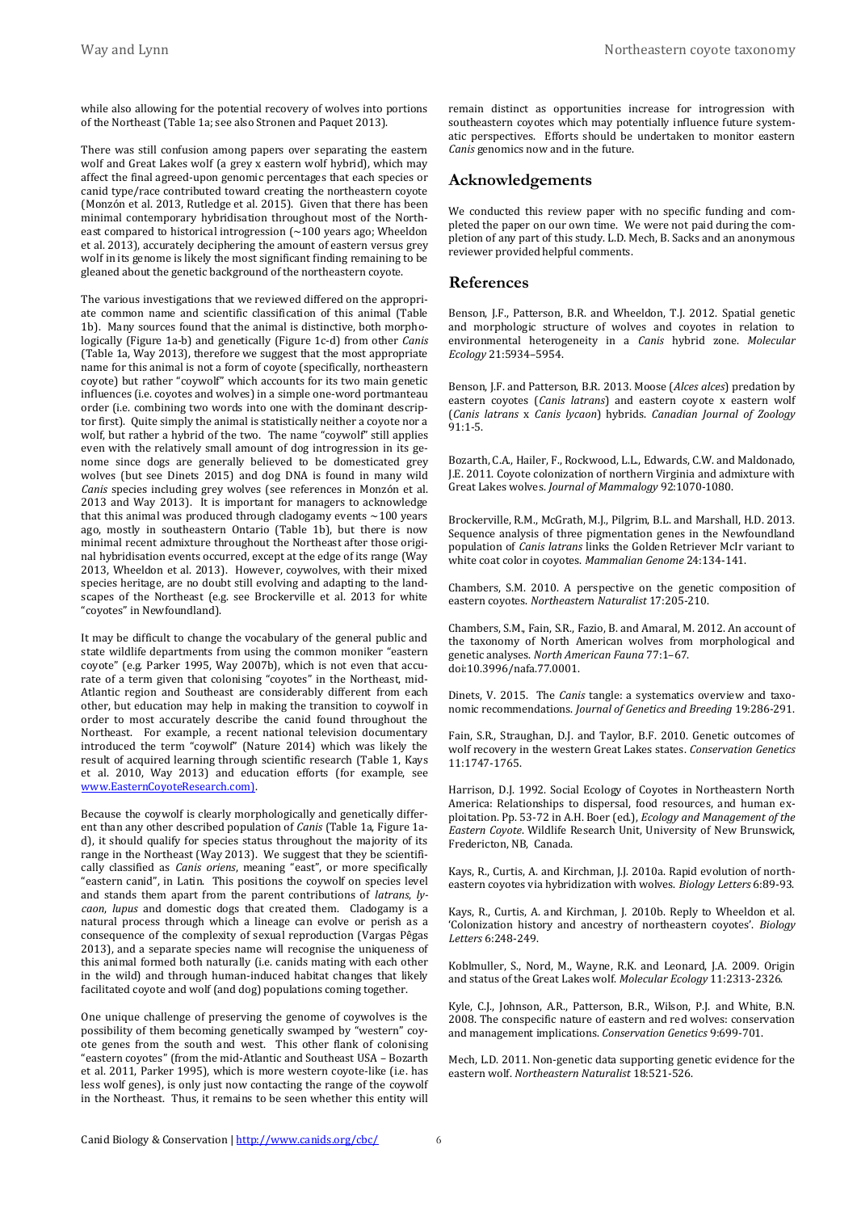while also allowing for the potential recovery of wolves into portions of the Northeast (Table 1a; see also Stronen and Paquet 2013).

There was still confusion among papers over separating the eastern wolf and Great Lakes wolf (a grey x eastern wolf hybrid), which may affect the final agreed-upon genomic percentages that each species or canid type/race contributed toward creating the northeastern coyote (Monzón et al. 2013, Rutledge et al. 2015). Given that there has been minimal contemporary hybridisation throughout most of the Northeast compared to historical introgression (~100 years ago; Wheeldon et al. 2013), accurately deciphering the amount of eastern versus grey wolf in its genome is likely the most significant finding remaining to be gleaned about the genetic background of the northeastern coyote.

The various investigations that we reviewed differed on the appropriate common name and scientific classification of this animal (Table 1b). Many sources found that the animal is distinctive, both morphologically (Figure 1a-b) and genetically (Figure 1c-d) from other *Canis* (Table 1a, Way 2013), therefore we suggest that the most appropriate name for this animal is not a form of coyote (specifically, northeastern coyote) but rather "coywolf" which accounts for its two main genetic influences (i.e. coyotes and wolves) in a simple one-word portmanteau order (i.e. combining two words into one with the dominant descriptor first). Quite simply the animal is statistically neither a coyote nor a wolf, but rather a hybrid of the two. The name "coywolf" still applies even with the relatively small amount of dog introgression in its genome since dogs are generally believed to be domesticated grey wolves (but see Dinets 2015) and dog DNA is found in many wild *Canis* species including grey wolves (see references in Monzón et al. 2013 and Way 2013). It is important for managers to acknowledge that this animal was produced through cladogamy events ~100 years ago, mostly in southeastern Ontario (Table 1b), but there is now minimal recent admixture throughout the Northeast after those original hybridisation events occurred, except at the edge of its range (Way 2013, Wheeldon et al. 2013). However, coywolves, with their mixed species heritage, are no doubt still evolving and adapting to the landscapes of the Northeast (e.g. see Brockerville et al. 2013 for white "coyotes" in Newfoundland).

It may be difficult to change the vocabulary of the general public and state wildlife departments from using the common moniker "eastern coyote" (e.g. Parker 1995, Way 2007b), which is not even that accurate of a term given that colonising "coyotes" in the Northeast, mid-Atlantic region and Southeast are considerably different from each other, but education may help in making the transition to coywolf in order to most accurately describe the canid found throughout the Northeast. For example, a recent national television documentary introduced the term "coywolf" (Nature 2014) which was likely the result of acquired learning through scientific research (Table 1, Kays et al. 2010, Way 2013) and education efforts (for example, see www.EasternCoyoteResearch.com).

Because the coywolf is clearly morphologically and genetically different than any other described population of *Canis* (Table 1a, Figure 1a-d), it should qualify for species status throughout the majority of its range in the Northeast (Way 2013). We suggest that they be scientifically classified as *Canis oriens*, meaning "east", or more specifically "eastern canid", in Latin. This positions the coywolf on species level and stands them apart from the parent contributions of *latrans*, *lycaon*, *lupus* and domestic dogs that created them. Cladogamy is a natural process through which a lineage can evolve or perish as a consequence of the complexity of sexual reproduction (Vargas Pêgas 2013), and a separate species name will recognise the uniqueness of this animal formed both naturally (i.e. canids mating with each other in the wild) and through human-induced habitat changes that likely facilitated coyote and wolf (and dog) populations coming together.

One unique challenge of preserving the genome of coywolves is the possibility of them becoming genetically swamped by "western" coyote genes from the south and west. This other flank of colonising "eastern coyotes" (from the mid-Atlantic and Southeast USA – Bozarth et al. 2011, Parker 1995), which is more western coyote-like (i.e. has less wolf genes), is only just now contacting the range of the coywolf in the Northeast. Thus, it remains to be seen whether this entity will remain distinct as opportunities increase for introgression with southeastern coyotes which may potentially influence future systematic perspectives. Efforts should be undertaken to monitor eastern *Canis* genomics now and in the future.

## Acknowledgements

We conducted this review paper with no specific funding and completed the paper on our own time. We were not paid during the completion of any part of this study. L.D. Mech, B. Sacks and an anonymous reviewer provided helpful comments.

## References

Benson, J.F., Patterson, B.R. and Wheeldon, T.J. 2012. Spatial genetic and morphologic structure of wolves and coyotes in relation to environmental heterogeneity in a *Canis* hybrid zone. *Molecular Ecology* 21:5934–5954.

Benson, J.F. and Patterson, B.R. 2013. Moose (*Alces alces*) predation by eastern coyotes (*Canis latrans*) and eastern coyote x eastern wolf (*Canis latrans* x *Canis lycaon*) hybrids. *Canadian Journal of Zoology* 91:1-5.

Bozarth, C.A., Hailer, F., Rockwood, L.L., Edwards, C.W. and Maldonado, J.E. 2011. Coyote colonization of northern Virginia and admixture with Great Lakes wolves. *Journal of Mammalogy* 92:1070-1080.

Brockerville, R.M., McGrath, M.J., Pilgrim, B.L. and Marshall, H.D. 2013. Sequence analysis of three pigmentation genes in the Newfoundland population of *Canis latrans* links the Golden Retriever Mclr variant to white coat color in coyotes. *Mammalian Genome* 24:134-141.

Chambers, S.M. 2010. A perspective on the genetic composition of eastern coyotes. *Northeastern Naturalist* 17:205-210.

Chambers, S.M., Fain, S.R., Fazio, B. and Amaral, M. 2012. An account of the taxonomy of North American wolves from morphological and genetic analyses. *North American Fauna* 77:1–67. doi:10.3996/nafa.77.0001.

Dinets, V. 2015. The *Canis* tangle: a systematics overview and taxonomic recommendations. *Journal of Genetics and Breeding* 19:286-291.

Fain, S.R., Straughan, D.J. and Taylor, B.F. 2010. Genetic outcomes of wolf recovery in the western Great Lakes states. *Conservation Genetics* 11:1747-1765.

Harrison, D.J. 1992. Social Ecology of Coyotes in Northeastern North America: Relationships to dispersal, food resources, and human exploitation. Pp. 53-72 in A.H. Boer (ed.), *Ecology and Management of the Eastern Coyote*. Wildlife Research Unit, University of New Brunswick, Fredericton, NB, Canada.

Kays, R., Curtis, A. and Kirchman, J.J. 2010a. Rapid evolution of northeastern coyotes via hybridization with wolves. *Biology Letters* 6:89-93.

Kays, R., Curtis, A. and Kirchman, J. 2010b. Reply to Wheeldon et al. 'Colonization history and ancestry of northeastern coyotes'. *Biology Letters* 6:248-249.

Koblmuller, S., Nord, M., Wayne, R.K. and Leonard, J.A. 2009. Origin and status of the Great Lakes wolf. *Molecular Ecology* 11:2313-2326.

Kyle, C.J., Johnson, A.R., Patterson, B.R., Wilson, P.J. and White, B.N. 2008. The conspecific nature of eastern and red wolves: conservation and management implications. *Conservation Genetics* 9:699-701.

Mech, L.D. 2011. Non-genetic data supporting genetic evidence for the eastern wolf. *Northeastern Naturalist* 18:521-526.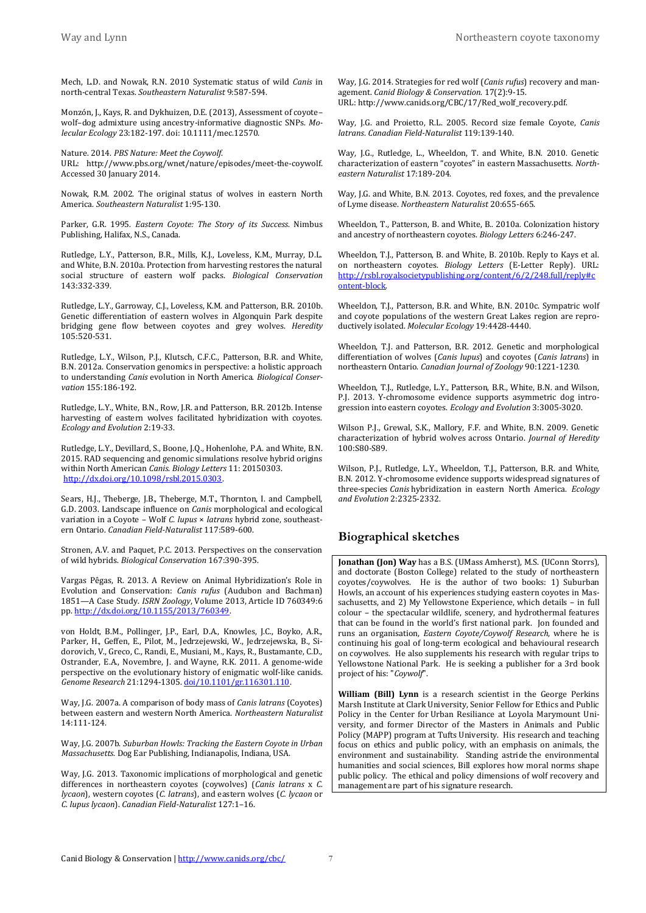Mech, L.D. and Nowak, R.N. 2010 Systematic status of wild *Canis* in north-central Texas. *Southeastern Naturalist* 9:587-594.

Monzón, J., Kays, R. and Dykhuizen, D.E. (2013), Assessment of coyote–wolf–dog admixture using ancestry-informative diagnostic SNPs. *Molecular Ecology* 23:182-197. doi: 10.1111/mec.12570.

Nature. 2014. *PBS Nature: Meet the Coywolf.* URL: http://www.pbs.org/wnet/nature/episodes/meet-the-coywolf. Accessed 30 January 2014.

Nowak, R.M. 2002. The original status of wolves in eastern North America. *Southeaster Naturalist* 1:95-130.

Parker, G.R. 1995. *Eastern Coyote: The Story of its Success*. Nimbus Publishing, Halifax, N.S., Canada.

Rutledge, L.Y., Patterson, B.R., Mills, K.J., Loveless, K.M., Murray, D.L. and White, B.N. 2010a. Protection from harvesting restores the natural social structure of eastern wolf packs. *Biological Conservation* 143:332-339.

Rutledge, L.Y., Garroway, C.J., Loveless, K.M. and Patterson, B.R. 2010b. Genetic differentiation of eastern wolves in Algonquin Park despite bridging gene flow between coyotes and grey wolves. *Heredity* 105:520-531.

Rutledge, L.Y., Wilson, P.J., Klutsch, C.F.C., Patterson, B.R. and White, B.N. 2012a. Conservation genomics in perspective: a holistic approach to understanding *Canis* evolution in North America. *Biological Conservation* 155:186-192.

Rutledge, L.Y., White, B.N., Row, J.R. and Patterson, B.R. 2012b. Intense harvesting of eastern wolves facilitated hybridization with coyotes. *Ecology and Evolution* 2:19-33.

Rutledge, L.Y., Devillard, S., Boone, J.Q., Hohenlohe, P.A. and White, B.N. 2015. RAD sequencing and genomic simulations resolve hybrid origins within North American *Canis*. *Biology Letters* 11: 20150303. http://dx.doi.org/10.1098/rsbl.2015.0303.

Sears, H.J., Theberge, J.B., Theberge, M.T., Thornton, I. and Campbell, G.D. 2003. Landscape influence on *Canis* morphological and ecological variation in a Coyote – Wolf *C. lupus* × *latrans* hybrid zone, southeastern Ontario. *Canadian Field-Naturalist* 117:589-600.

Stronen, A.V. and Paquet, P.C. 2013. Perspectives on the conservation of wild hybrids. *Biological Conservation* 167:390-395.

Vargas Pêgas, R. 2013. A Review on Animal Hybridization's Role in Evolution and Conservation: *Canis rufus* (Audubon and Bachman) 1851—A Case Study. *ISRN Zoology*, Volume 2013, Article ID 760349:6 pp. http://dx.doi.org/10.1155/2013/760349.

von Holdt, B.M., Pollinger, J.P., Earl, D.A., Knowles, J.C., Boyko, A.R., Parker, H., Geffen, E., Pilot, M., Jedrzejewski, W., Jedrzejewska, B., Sidorovich, V., Greco, C., Randi, E., Musiani, M., Kays, R., Bustamante, C.D., Ostrander, E.A., Novembre, J. and Wayne, R.K. 2011. A genome-wide perspective on the evolutionary history of enigmatic wolf-like canids. *Genome Research* 21:1294-1305. doi/10.1101/gr.116301.110.

Way, J.G. 2007a. A comparison of body mass of *Canis latrans* (Coyotes) between eastern and western North America. *Northeastern Naturalist* 14:111-124.

Way, J.G. 2007b. *Suburban Howls: Tracking the Eastern Coyote in Urban Massachusetts*. Dog Ear Publishing, Indianapolis, Indiana, USA.

Way, J.G. 2013. Taxonomic implications of morphological and genetic differences in northeastern coyotes (coywolves) (*Canis latrans* x *C. lycaon*), western coyotes (*C. latrans*), and eastern wolves (*C. lycaon* or *C. lupus lycaon*). *Canadian Field-Naturalist* 127:1–16.

Way, J.G. 2014. Strategies for red wolf (*Canis rufus*) recovery and management. *Canid Biology & Conservation*. 17(2):9-15. URL: http://www.canids.org/CBC/17/Red_wolf_recovery.pdf.

Way, J.G. and Proietto, R.L. 2005. Record size female Coyote, *Canis latrans*. *Canadian Field-Naturalist* 119:139-140.

Way, J.G., Rutledge, L., Wheeldon, T. and White, B.N. 2010. Genetic characterization of eastern "coyotes" in eastern Massachusetts. *Northeastern Naturalist* 17:189-204.

Way, J.G. and White, B.N. 2013. Coyotes, red foxes, and the prevalence of Lyme disease. *Northeastern Naturalist* 20:655-665.

Wheeldon, T., Patterson, B. and White, B.. 2010a. Colonization history and ancestry of northeastern coyotes. *Biology Letters* 6:246-247.

Wheeldon, T.J., Patterson, B. and White, B.N. 2010b. Reply to Kays et al. on northeastern coyotes. *Biology Letters* (E-Letter Reply). URL: http://rsbl.royalsocietypublishing.org/content/6/2/248.full/reply#content-block.

Wheeldon, T.J., Patterson, B.R. and White, B.N. 2010c. Sympatric wolf and coyote populations of the western Great Lakes region are reproductively isolated. *Molecular Ecology* 19:4428-4440.

Wheeldon, T.J. and Patterson, B.R. 2012. Genetic and morphological differentiation of wolves (*Canis lupus*) and coyotes (*Canis latrans*) in northeastern Ontario. *Canadian Journal of Zoology* 90:1221-1230.

Wheeldon, T.J., Rutledge, L.Y., Patterson, B.R., White, B.N. and Wilson, P.J. 2013. Y-chromosome evidence supports asymmetric dog introgression into eastern coyotes. *Ecology and Evolution* 3:3005-3020.

Wilson P.J., Grewal, S.K., Mallory, F.F. and White, B.N. 2009. Genetic characterization of hybrid wolves across Ontario. *Journal of Heredity* 100:S80-S89.

Wilson, P.J., Rutledge, L.Y., Wheeldon, T.J., Patterson, B.R. and White, B.N. 2012. Y-chromosome evidence supports widespread signatures of three-species *Canis* hybridization in eastern North America. *Ecology and Evolution* 2:2325-2332.

## Biographical sketches

**Jonathan (Jon) Way** has a B.S. (UMass Amherst), M.S. (UConn Storrs), and doctorate (Boston College) related to the study of northeastern coyotes/coywolves. He is the author of two books: 1) Suburban Howls, an account of his experiences studying eastern coyotes in Massachusetts, and 2) My Yellowstone Experience, which details – in full colour – the spectacular wildlife, scenery, and hydrothermal features that can be found in the world's first national park. Jon founded and runs an organisation, *Eastern Coyote/Coywolf Research*, where he is continuing his goal of long-term ecological and behavioural research on coywolves. He also supplements his research with regular trips to Yellowstone National Park. He is seeking a publisher for a 3rd book project of his: "*Coywolf*".

**William (Bill) Lynn** is a research scientist in the George Perkins Marsh Institute at Clark University, Senior Fellow for Ethics and Public Policy in the Center for Urban Resiliance at Loyola Marymount University, and former Director of the Masters in Animals and Public Policy (MAPP) program at Tufts University. His research and teaching focus on ethics and public policy, with an emphasis on animals, the environment and sustainability. Standing astride the environmental humanities and social sciences, Bill explores how moral norms shape public policy. The ethical and policy dimensions of wolf recovery and management are part of his signature research.